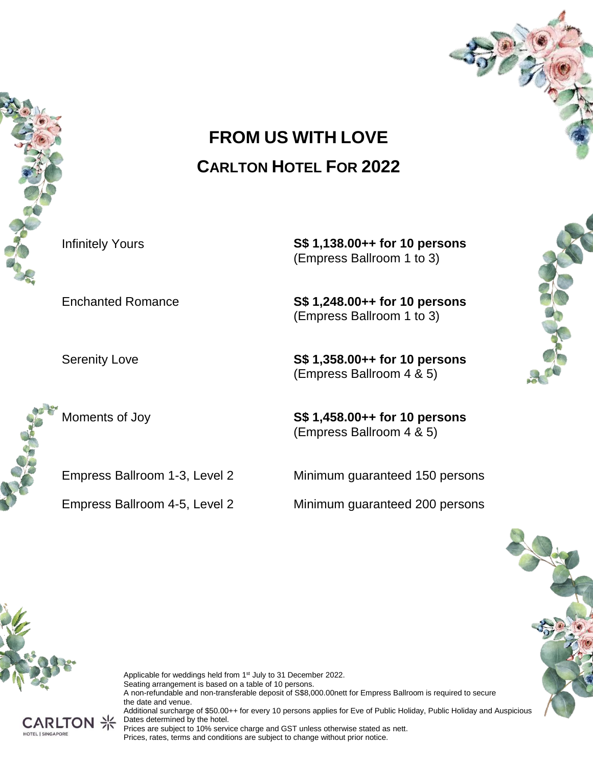# FROM US WITH LOVE

## CARLTON HOTEL FOR 2022

| | |
|---|---|
| Infinitely Yours | **S$ 1,138.00++ for 10 persons** (Empress Ballroom 1 to 3) |
| Enchanted Romance | **S$ 1,248.00++ for 10 persons** (Empress Ballroom 1 to 3) |
| Serenity Love | **S$ 1,358.00++ for 10 persons** (Empress Ballroom 4 & 5) |
| Moments of Joy | **S$ 1,458.00++ for 10 persons** (Empress Ballroom 4 & 5) |
| Empress Ballroom 1-3, Level 2 | Minimum guaranteed 150 persons |
| Empress Ballroom 4-5, Level 2 | Minimum guaranteed 200 persons |

Applicable for weddings held from 1st July to 31 December 2022.
Seating arrangement is based on a table of 10 persons.
A non-refundable and non-transferable deposit of S$8,000.00nett for Empress Ballroom is required to secure the date and venue.
Additional surcharge of $50.00++ for every 10 persons applies for Eve of Public Holiday, Public Holiday and Auspicious Dates determined by the hotel.
Prices are subject to 10% service charge and GST unless otherwise stated as nett.
Prices, rates, terms and conditions are subject to change without prior notice.

CARLTON HOTEL | SINGAPORE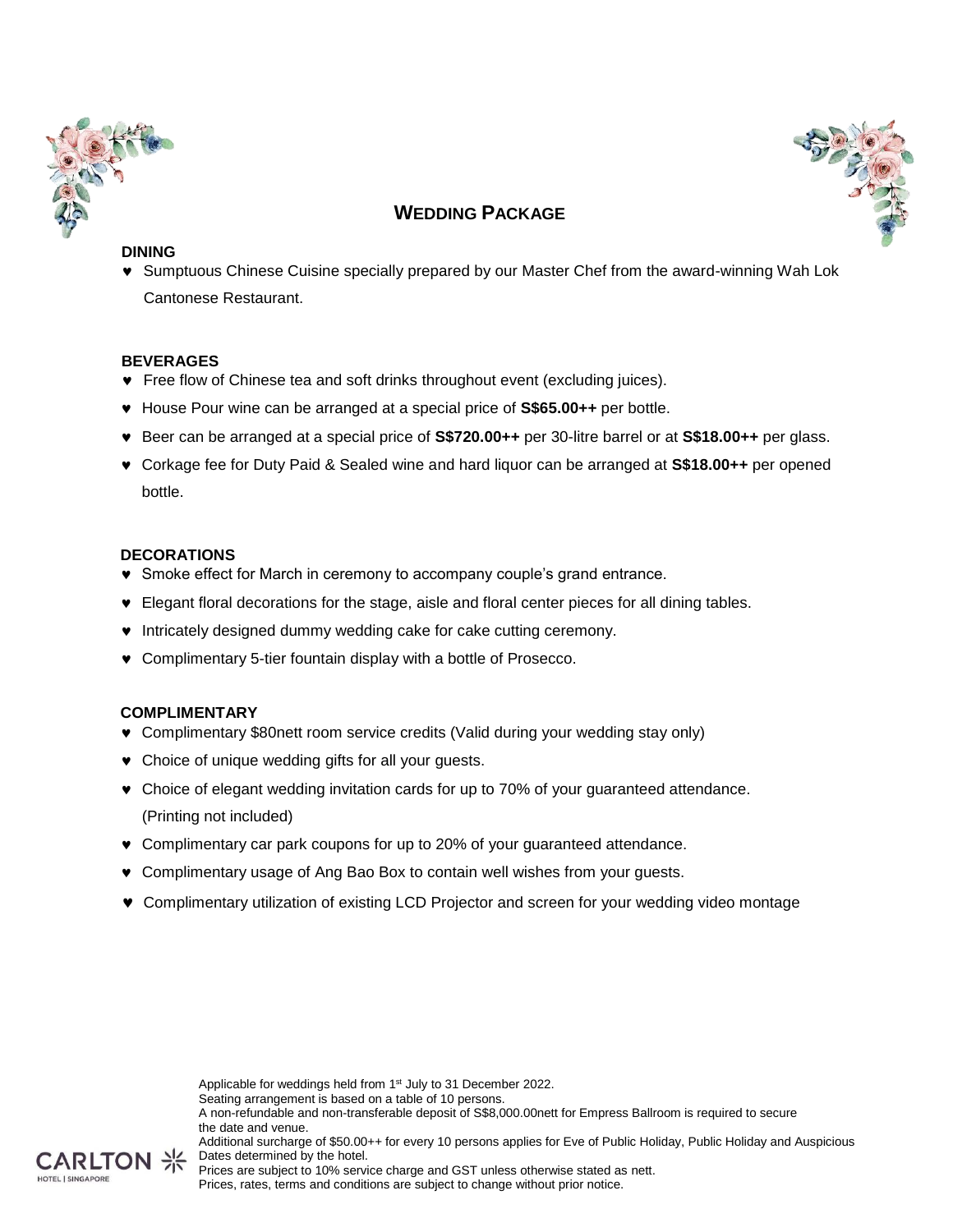# WEDDING PACKAGE

**DINING**

- Sumptuous Chinese Cuisine specially prepared by our Master Chef from the award-winning Wah Lok Cantonese Restaurant.

**BEVERAGES**

- Free flow of Chinese tea and soft drinks throughout event (excluding juices).
- House Pour wine can be arranged at a special price of **S$65.00++** per bottle.
- Beer can be arranged at a special price of **S$720.00++** per 30-litre barrel or at **S$18.00++** per glass.
- Corkage fee for Duty Paid & Sealed wine and hard liquor can be arranged at **S$18.00++** per opened bottle.

**DECORATIONS**

- Smoke effect for March in ceremony to accompany couple's grand entrance.
- Elegant floral decorations for the stage, aisle and floral center pieces for all dining tables.
- Intricately designed dummy wedding cake for cake cutting ceremony.
- Complimentary 5-tier fountain display with a bottle of Prosecco.

**COMPLIMENTARY**

- Complimentary $80nett room service credits (Valid during your wedding stay only)
- Choice of unique wedding gifts for all your guests.
- Choice of elegant wedding invitation cards for up to 70% of your guaranteed attendance. (Printing not included)
- Complimentary car park coupons for up to 20% of your guaranteed attendance.
- Complimentary usage of Ang Bao Box to contain well wishes from your guests.
- Complimentary utilization of existing LCD Projector and screen for your wedding video montage

Applicable for weddings held from 1st July to 31 December 2022.
Seating arrangement is based on a table of 10 persons.
A non-refundable and non-transferable deposit of S$8,000.00nett for Empress Ballroom is required to secure the date and venue.
Additional surcharge of $50.00++ for every 10 persons applies for Eve of Public Holiday, Public Holiday and Auspicious Dates determined by the hotel.
Prices are subject to 10% service charge and GST unless otherwise stated as nett.
Prices, rates, terms and conditions are subject to change without prior notice.

CARLTON HOTEL | SINGAPORE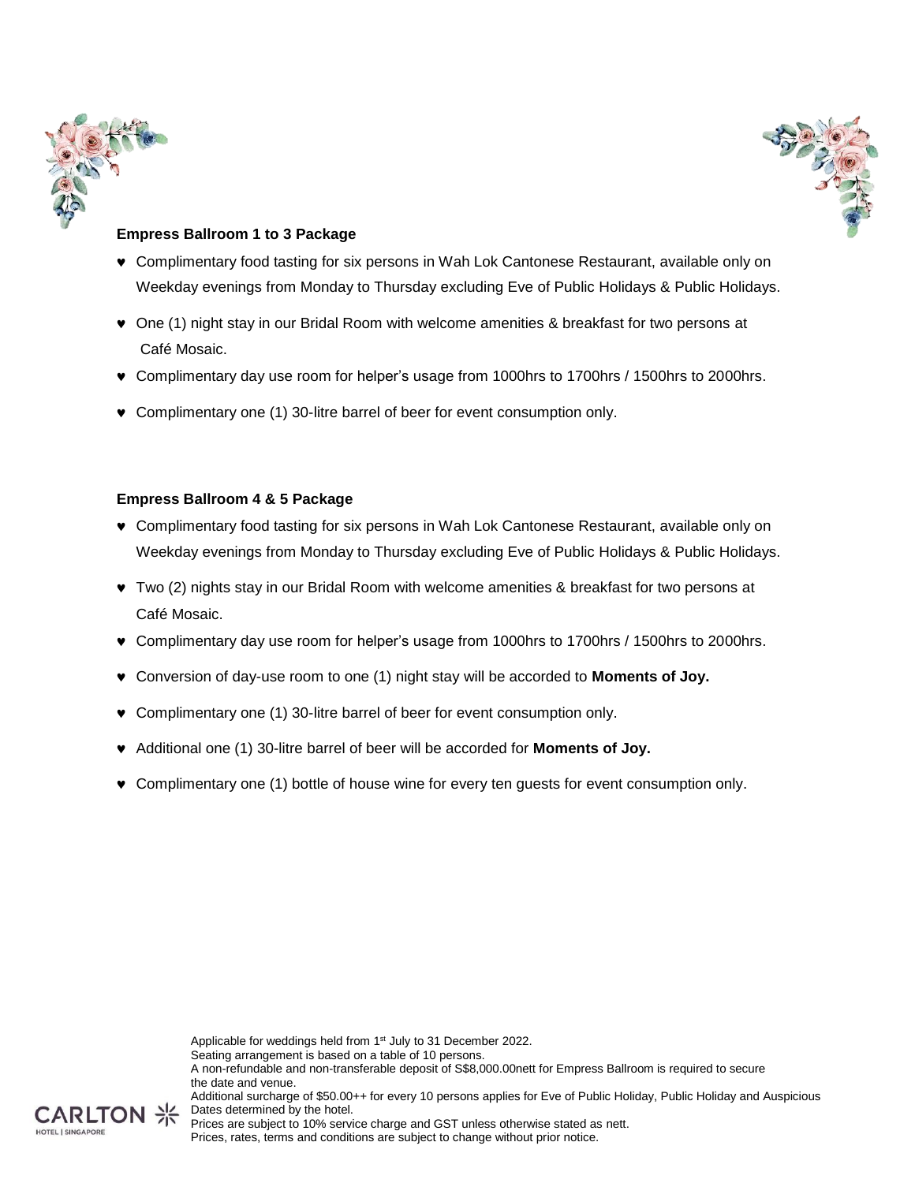**Empress Ballroom 1 to 3 Package**

- Complimentary food tasting for six persons in Wah Lok Cantonese Restaurant, available only on Weekday evenings from Monday to Thursday excluding Eve of Public Holidays & Public Holidays.
- One (1) night stay in our Bridal Room with welcome amenities & breakfast for two persons at Café Mosaic.
- Complimentary day use room for helper's usage from 1000hrs to 1700hrs / 1500hrs to 2000hrs.
- Complimentary one (1) 30-litre barrel of beer for event consumption only.

**Empress Ballroom 4 & 5 Package**

- Complimentary food tasting for six persons in Wah Lok Cantonese Restaurant, available only on Weekday evenings from Monday to Thursday excluding Eve of Public Holidays & Public Holidays.
- Two (2) nights stay in our Bridal Room with welcome amenities & breakfast for two persons at Café Mosaic.
- Complimentary day use room for helper's usage from 1000hrs to 1700hrs / 1500hrs to 2000hrs.
- Conversion of day-use room to one (1) night stay will be accorded to **Moments of Joy.**
- Complimentary one (1) 30-litre barrel of beer for event consumption only.
- Additional one (1) 30-litre barrel of beer will be accorded for **Moments of Joy.**
- Complimentary one (1) bottle of house wine for every ten guests for event consumption only.

Applicable for weddings held from 1st July to 31 December 2022.
Seating arrangement is based on a table of 10 persons.
A non-refundable and non-transferable deposit of S$8,000.00nett for Empress Ballroom is required to secure the date and venue.
Additional surcharge of $50.00++ for every 10 persons applies for Eve of Public Holiday, Public Holiday and Auspicious Dates determined by the hotel.
Prices are subject to 10% service charge and GST unless otherwise stated as nett.
Prices, rates, terms and conditions are subject to change without prior notice.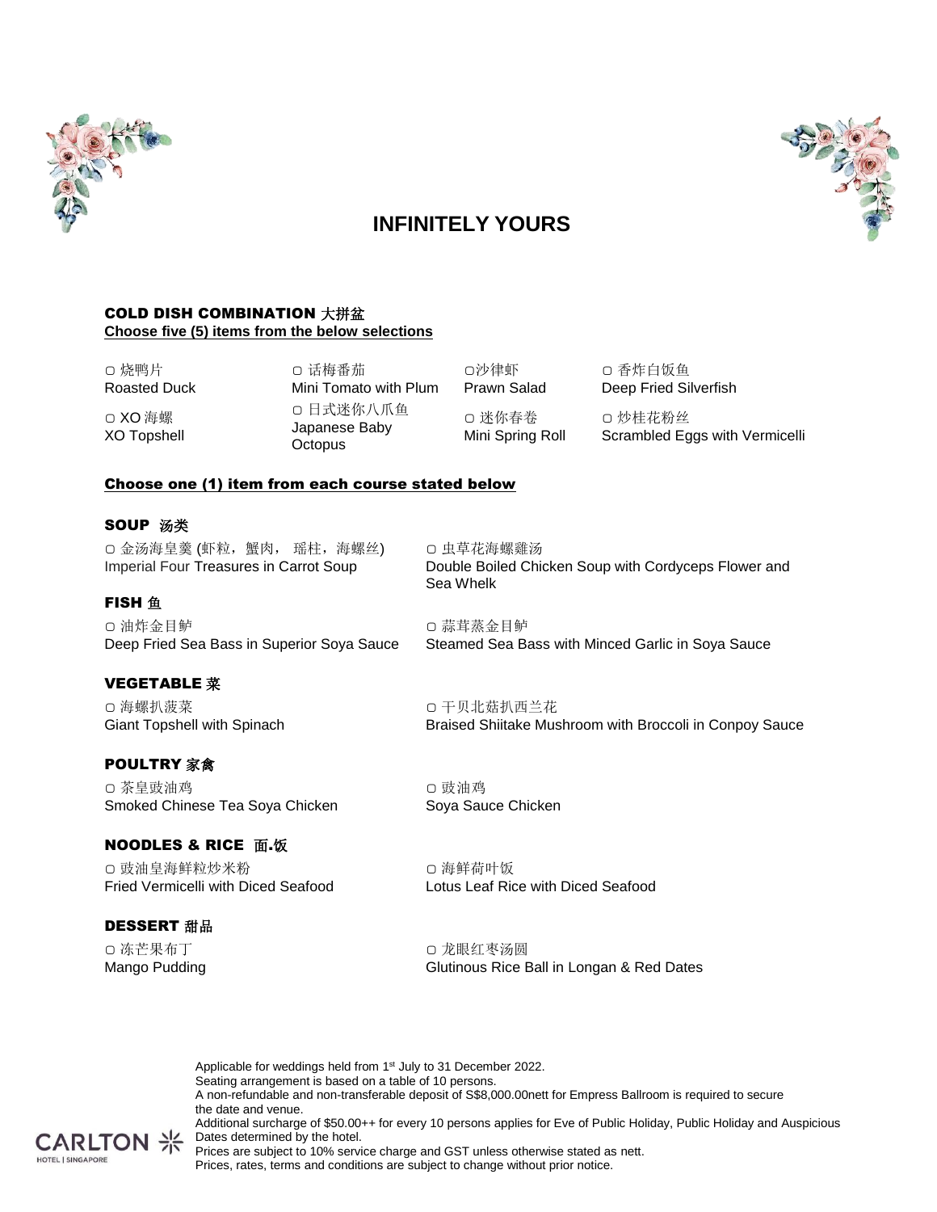# INFINITELY YOURS

## COLD DISH COMBINATION 大拼盆

**Choose five (5) items from the below selections**

- ▢ 烧鸭片 Roasted Duck
- ▢ 话梅番茄 Mini Tomato with Plum
- ▢沙律虾 Prawn Salad
- ▢ 香炸白饭鱼 Deep Fried Silverfish
- ▢ XO 海螺 XO Topshell
- ▢ 日式迷你八爪鱼 Japanese Baby Octopus
- ▢ 迷你春卷 Mini Spring Roll
- ▢ 炒桂花粉丝 Scrambled Eggs with Vermicelli

**Choose one (1) item from each course stated below**

### SOUP 汤类

- ▢ 金汤海皇羹 (虾粒，蟹肉， 瑶柱，海螺丝) Imperial Four Treasures in Carrot Soup
- ▢ 虫草花海螺雞汤 Double Boiled Chicken Soup with Cordyceps Flower and Sea Whelk

### FISH 鱼

- ▢ 油炸金目鲈 Deep Fried Sea Bass in Superior Soya Sauce
- ▢ 蒜茸蒸金目鲈 Steamed Sea Bass with Minced Garlic in Soya Sauce

### VEGETABLE 菜

- ▢ 海螺扒菠菜 Giant Topshell with Spinach
- ▢ 干贝北菇扒西兰花 Braised Shiitake Mushroom with Broccoli in Conpoy Sauce

### POULTRY 家禽

- ▢ 茶皇豉油鸡 Smoked Chinese Tea Soya Chicken
- ▢ 豉油鸡 Soya Sauce Chicken

### NOODLES & RICE 面.饭

- ▢ 豉油皇海鲜粒炒米粉 Fried Vermicelli with Diced Seafood
- ▢ 海鲜荷叶饭 Lotus Leaf Rice with Diced Seafood

### DESSERT 甜品

- ▢ 冻芒果布丁 Mango Pudding
- ▢ 龙眼红枣汤圆 Glutinous Rice Ball in Longan & Red Dates

Applicable for weddings held from 1st July to 31 December 2022.
Seating arrangement is based on a table of 10 persons.
A non-refundable and non-transferable deposit of S$8,000.00nett for Empress Ballroom is required to secure the date and venue.
Additional surcharge of $50.00++ for every 10 persons applies for Eve of Public Holiday, Public Holiday and Auspicious Dates determined by the hotel.
Prices are subject to 10% service charge and GST unless otherwise stated as nett.
Prices, rates, terms and conditions are subject to change without prior notice.

CARLTON HOTEL | SINGAPORE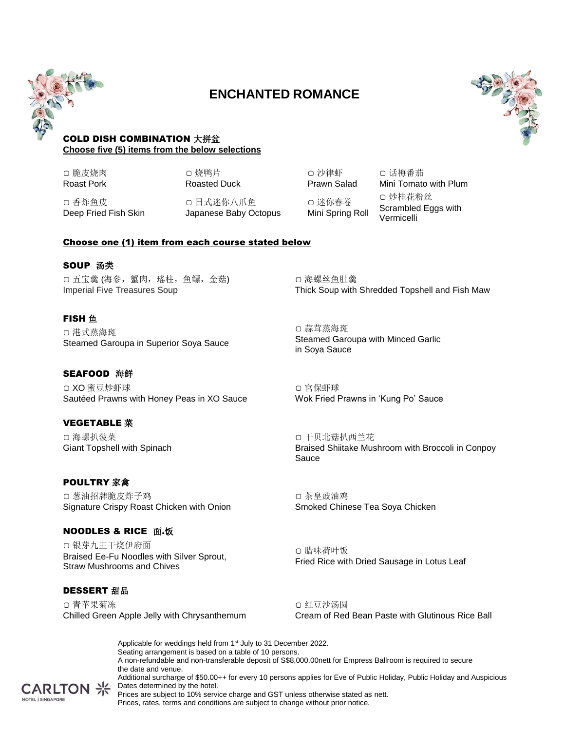# ENCHANTED ROMANCE

## COLD DISH COMBINATION 大拼盆

**Choose five (5) items from the below selections**

- ▢ 脆皮烧肉 Roast Pork
- ▢ 烧鸭片 Roasted Duck
- ▢ 沙律虾 Prawn Salad
- ▢ 话梅番茄 Mini Tomato with Plum
- ▢ 香炸鱼皮 Deep Fried Fish Skin
- ▢ 日式迷你八爪鱼 Japanese Baby Octopus
- ▢ 迷你春卷 Mini Spring Roll
- ▢ 炒桂花粉丝 Scrambled Eggs with Vermicelli

**Choose one (1) item from each course stated below**

## SOUP 汤类

- ▢ 五宝羹 (海参，蟹肉，瑶柱，鱼鳔，金菇) Imperial Five Treasures Soup
- ▢ 海螺丝鱼肚羹 Thick Soup with Shredded Topshell and Fish Maw

## FISH 鱼

- ▢ 港式蒸海斑 Steamed Garoupa in Superior Soya Sauce
- ▢ 蒜茸蒸海斑 Steamed Garoupa with Minced Garlic in Soya Sauce

## SEAFOOD 海鲜

- ▢ XO 蜜豆炒虾球 Sautéed Prawns with Honey Peas in XO Sauce
- ▢ 宫保虾球 Wok Fried Prawns in 'Kung Po' Sauce

## VEGETABLE 菜

- ▢ 海螺扒菠菜 Giant Topshell with Spinach
- ▢ 干贝北菇扒西兰花 Braised Shiitake Mushroom with Broccoli in Conpoy Sauce

## POULTRY 家禽

- ▢ 葱油招牌脆皮炸子鸡 Signature Crispy Roast Chicken with Onion
- ▢ 茶皇豉油鸡 Smoked Chinese Tea Soya Chicken

## NOODLES & RICE 面.饭

- ▢ 银芽九王干烧伊府面 Braised Ee-Fu Noodles with Silver Sprout, Straw Mushrooms and Chives
- ▢ 腊味荷叶饭 Fried Rice with Dried Sausage in Lotus Leaf

## DESSERT 甜品

- ▢ 青苹果菊冻 Chilled Green Apple Jelly with Chrysanthemum
- ▢ 红豆沙汤圆 Cream of Red Bean Paste with Glutinous Rice Ball

Applicable for weddings held from 1st July to 31 December 2022.
Seating arrangement is based on a table of 10 persons.
A non-refundable and non-transferable deposit of S$8,000.00nett for Empress Ballroom is required to secure the date and venue.
Additional surcharge of $50.00++ for every 10 persons applies for Eve of Public Holiday, Public Holiday and Auspicious Dates determined by the hotel.
Prices are subject to 10% service charge and GST unless otherwise stated as nett.
Prices, rates, terms and conditions are subject to change without prior notice.

CARLTON HOTEL | SINGAPORE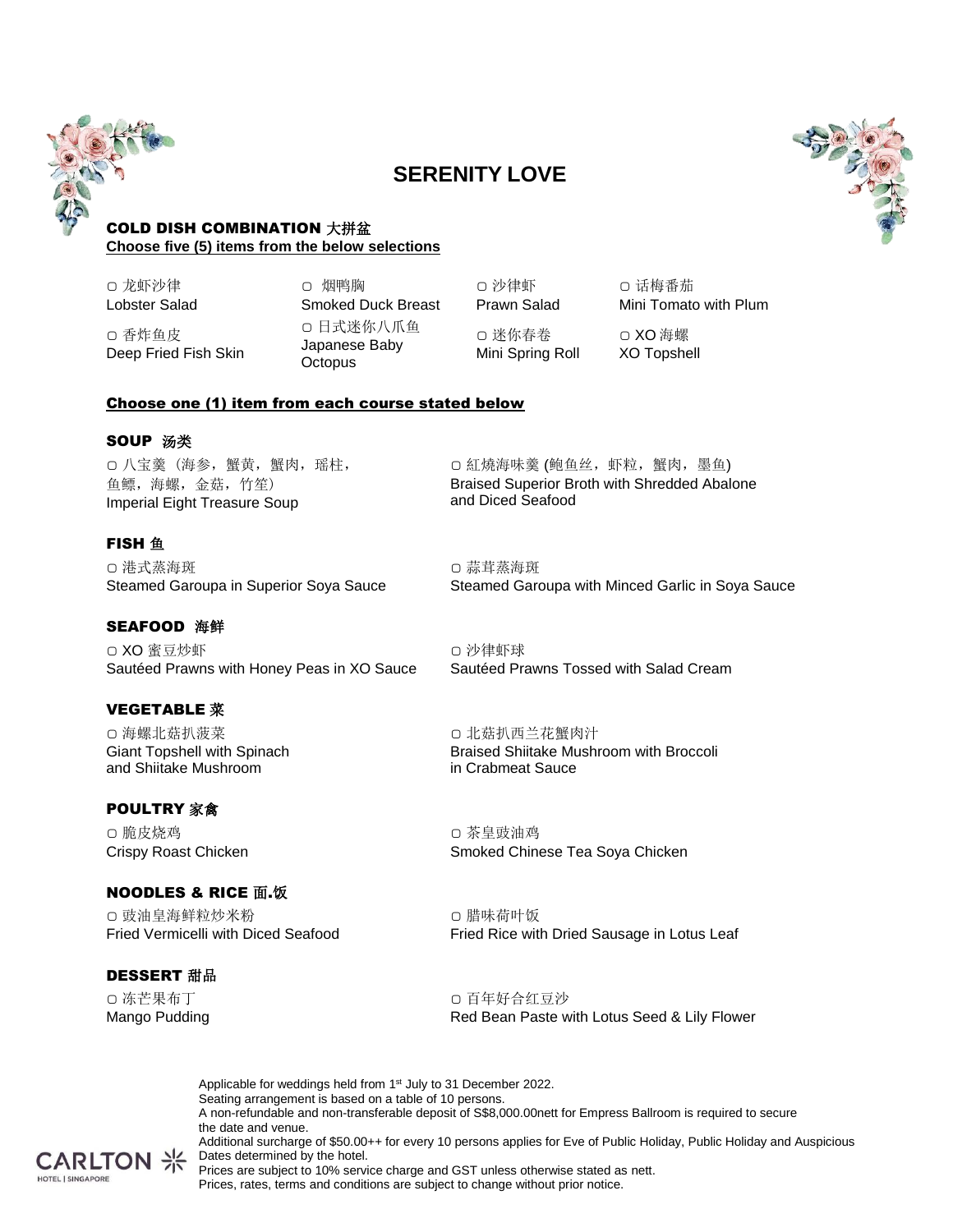# SERENITY LOVE

## COLD DISH COMBINATION 大拼盆

**Choose five (5) items from the below selections**

- ▢ 龙虾沙律 Lobster Salad
- ▢ 烟鸭胸 Smoked Duck Breast
- ▢ 沙律虾 Prawn Salad
- ▢ 话梅番茄 Mini Tomato with Plum
- ▢ 香炸鱼皮 Deep Fried Fish Skin
- ▢ 日式迷你八爪鱼 Japanese Baby Octopus
- ▢ 迷你春卷 Mini Spring Roll
- ▢ XO 海螺 XO Topshell

**Choose one (1) item from each course stated below**

## SOUP 汤类

- ▢ 八宝羹（海参，蟹黄，蟹肉，瑶柱，鱼鳔，海螺，金菇，竹笙）
  Imperial Eight Treasure Soup
- ▢ 紅燒海味羹 (鲍鱼丝，虾粒，蟹肉，墨鱼)
  Braised Superior Broth with Shredded Abalone and Diced Seafood

## FISH 鱼

- ▢ 港式蒸海斑
  Steamed Garoupa in Superior Soya Sauce
- ▢ 蒜茸蒸海斑
  Steamed Garoupa with Minced Garlic in Soya Sauce

## SEAFOOD 海鲜

- ▢ XO 蜜豆炒虾
  Sautéed Prawns with Honey Peas in XO Sauce
- ▢ 沙律虾球
  Sautéed Prawns Tossed with Salad Cream

## VEGETABLE 菜

- ▢ 海螺北菇扒菠菜
  Giant Topshell with Spinach and Shiitake Mushroom
- ▢ 北菇扒西兰花蟹肉汁
  Braised Shiitake Mushroom with Broccoli in Crabmeat Sauce

## POULTRY 家禽

- ▢ 脆皮烧鸡
  Crispy Roast Chicken
- ▢ 茶皇豉油鸡
  Smoked Chinese Tea Soya Chicken

## NOODLES & RICE 面.饭

- ▢ 豉油皇海鲜粒炒米粉
  Fried Vermicelli with Diced Seafood
- ▢ 腊味荷叶饭
  Fried Rice with Dried Sausage in Lotus Leaf

## DESSERT 甜品

- ▢ 冻芒果布丁
  Mango Pudding
- ▢ 百年好合红豆沙
  Red Bean Paste with Lotus Seed & Lily Flower

Applicable for weddings held from 1st July to 31 December 2022.
Seating arrangement is based on a table of 10 persons.
A non-refundable and non-transferable deposit of S$8,000.00nett for Empress Ballroom is required to secure the date and venue.
Additional surcharge of $50.00++ for every 10 persons applies for Eve of Public Holiday, Public Holiday and Auspicious Dates determined by the hotel.
Prices are subject to 10% service charge and GST unless otherwise stated as nett.
Prices, rates, terms and conditions are subject to change without prior notice.

CARLTON HOTEL | SINGAPORE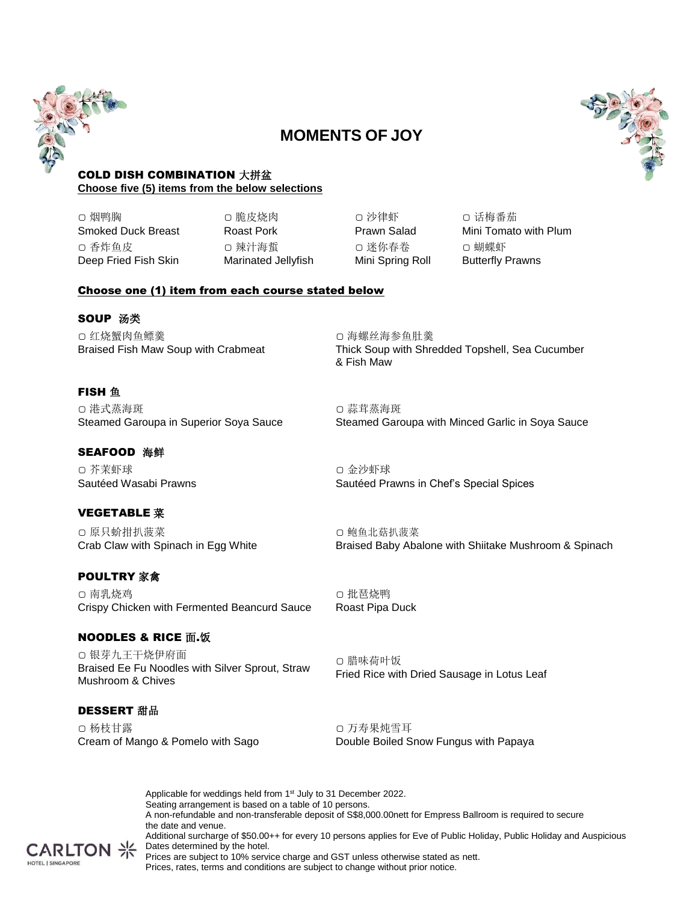# MOMENTS OF JOY

## COLD DISH COMBINATION 大拼盆

**Choose five (5) items from the below selections**

▢ 烟鸭胸
Smoked Duck Breast

▢ 脆皮烧肉
Roast Pork

▢ 沙律虾
Prawn Salad

▢ 话梅番茄
Mini Tomato with Plum

▢ 香炸鱼皮
Deep Fried Fish Skin

▢ 辣汁海蜇
Marinated Jellyfish

▢ 迷你春卷
Mini Spring Roll

▢ 蝴蝶虾
Butterfly Prawns

**Choose one (1) item from each course stated below**

## SOUP 汤类

▢ 红烧蟹肉鱼鳔羹
Braised Fish Maw Soup with Crabmeat

▢ 海螺丝海参鱼肚羹
Thick Soup with Shredded Topshell, Sea Cucumber & Fish Maw

## FISH 鱼

▢ 港式蒸海斑
Steamed Garoupa in Superior Soya Sauce

▢ 蒜茸蒸海斑
Steamed Garoupa with Minced Garlic in Soya Sauce

## SEAFOOD 海鲜

▢ 芥茉虾球
Sautéed Wasabi Prawns

▢ 金沙虾球
Sautéed Prawns in Chef's Special Spices

## VEGETABLE 菜

▢ 原只蚧拑扒菠菜
Crab Claw with Spinach in Egg White

▢ 鲍鱼北菇扒菠菜
Braised Baby Abalone with Shiitake Mushroom & Spinach

## POULTRY 家禽

▢ 南乳烧鸡
Crispy Chicken with Fermented Beancurd Sauce

▢ 批琶烧鸭
Roast Pipa Duck

## NOODLES & RICE 面.饭

▢ 银芽九王干烧伊府面
Braised Ee Fu Noodles with Silver Sprout, Straw Mushroom & Chives

▢ 腊味荷叶饭
Fried Rice with Dried Sausage in Lotus Leaf

## DESSERT 甜品

▢ 杨枝甘露
Cream of Mango & Pomelo with Sago

▢ 万寿果炖雪耳
Double Boiled Snow Fungus with Papaya

Applicable for weddings held from 1st July to 31 December 2022.
Seating arrangement is based on a table of 10 persons.
A non-refundable and non-transferable deposit of S$8,000.00nett for Empress Ballroom is required to secure the date and venue.
Additional surcharge of $50.00++ for every 10 persons applies for Eve of Public Holiday, Public Holiday and Auspicious Dates determined by the hotel.
Prices are subject to 10% service charge and GST unless otherwise stated as nett.
Prices, rates, terms and conditions are subject to change without prior notice.

CARLTON HOTEL | SINGAPORE